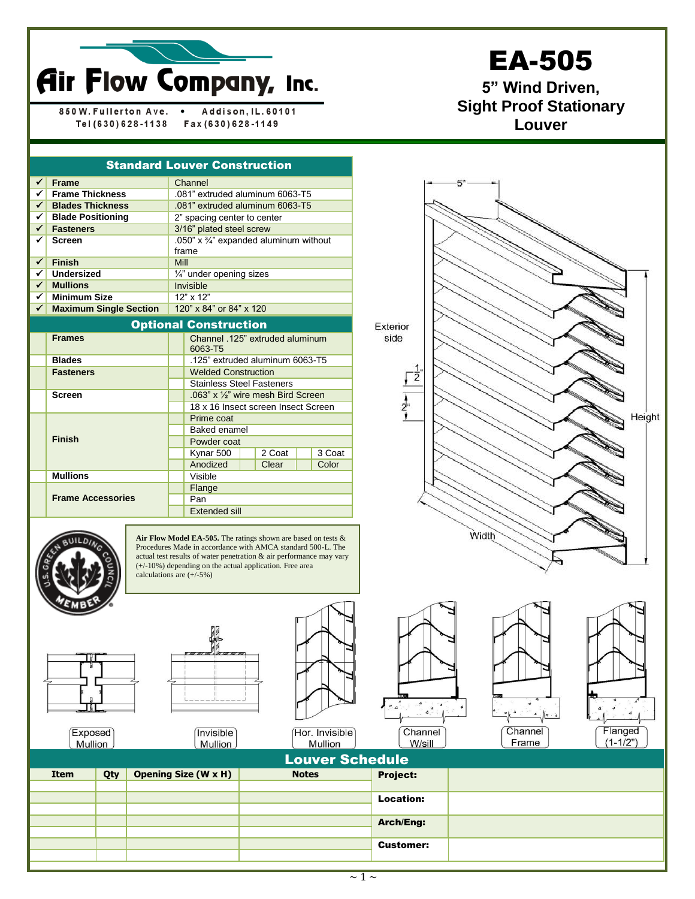# Air Flow Company, Inc.

850 W. Fullerton Ave. • Addison, IL. 60101
Tel (630) 628-1138 Fax (630) 628-1149

# EA-505

**5" Wind Driven, Sight Proof Stationary Louver**

## Standard Louver Construction

| | | |
|---|---|---|
| ✓ | **Frame** | Channel |
| ✓ | **Frame Thickness** | .081" extruded aluminum 6063-T5 |
| ✓ | **Blades Thickness** | .081" extruded aluminum 6063-T5 |
| ✓ | **Blade Positioning** | 2" spacing center to center |
| ✓ | **Fasteners** | 3/16" plated steel screw |
| ✓ | **Screen** | .050" x ¾" expanded aluminum without frame |
| ✓ | **Finish** | Mill |
| ✓ | **Undersized** | ¼" under opening sizes |
| ✓ | **Mullions** | Invisible |
| ✓ | **Minimum Size** | 12" x 12" |
| ✓ | **Maximum Single Section** | 120" x 84" or 84" x 120 |

## Optional Construction

| | | | | | | |
|---|---|---|---|---|---|---|
| | **Frames** | | Channel .125" extruded aluminum 6063-T5 | | | |
| | **Blades** | | .125" extruded aluminum 6063-T5 | | | |
| | **Fasteners** | | Welded Construction | | | |
| | | | Stainless Steel Fasteners | | | |
| | **Screen** | | .063" x ½" wire mesh Bird Screen | | | |
| | | | 18 x 16 Insect screen Insect Screen | | | |
| | **Finish** | | Prime coat | | | |
| | | | Baked enamel | | | |
| | | | Powder coat | | | |
| | | | Kynar 500 | 2 Coat | | 3 Coat |
| | | | Anodized | Clear | | Color |
| | **Mullions** | | Visible | | | |
| | **Frame Accessories** | | Flange | | | |
| | | | Pan | | | |
| | | | Extended sill | | | |

Exterior side — 5" — ½" — 2" — Height — Width

U.S. Green Building Council Member

**Air Flow Model EA-505.** The ratings shown are based on tests & Procedures Made in accordance with AMCA standard 500-L. The actual test results of water penetration & air performance may vary (+/-10%) depending on the actual application. Free area calculations are (+/-5%)

Exposed Mullion — Invisible Mullion — Hor. Invisible Mullion — Channel W/sill — Channel Frame — Flanged (1-1/2")

## Louver Schedule

| Item | Qty | Opening Size (W x H) | Notes | | |
|---|---|---|---|---|---|
| | | | | **Project:** | |
| | | | | **Location:** | |
| | | | | **Arch/Eng:** | |
| | | | | **Customer:** | |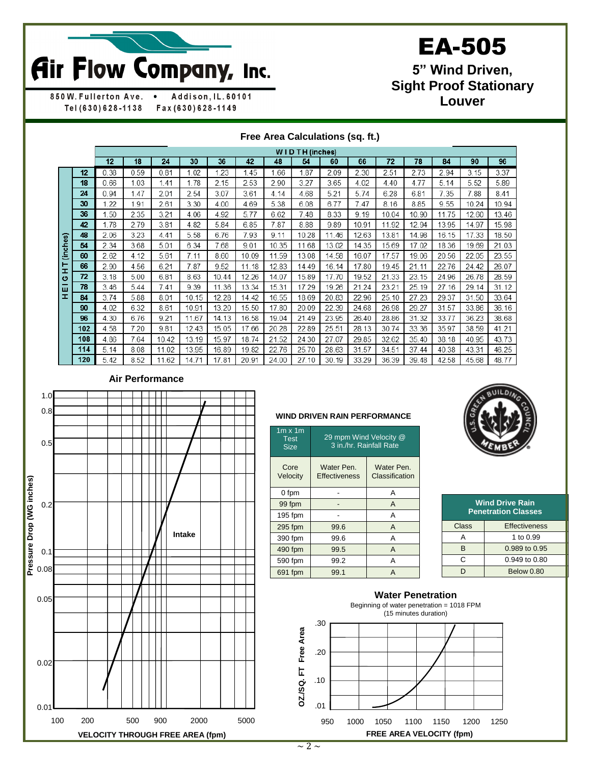# Air Flow Company, Inc.

850 W. Fullerton Ave. • Addison, IL. 60101
Tel (630) 628-1138 Fax (630) 628-1149

# EA-505

## 5" Wind Driven, Sight Proof Stationary Louver

### Free Area Calculations (sq. ft.)

| HEIGHT (inches) | WIDTH (inches) 12 | 18 | 24 | 30 | 36 | 42 | 48 | 54 | 60 | 66 | 72 | 78 | 84 | 90 | 96 |
|---|---|---|---|---|---|---|---|---|---|---|---|---|---|---|---|
| 12 | 0.38 | 0.59 | 0.81 | 1.02 | 1.23 | 1.45 | 1.66 | 1.87 | 2.09 | 2.30 | 2.51 | 2.73 | 2.94 | 3.15 | 3.37 |
| 18 | 0.66 | 1.03 | 1.41 | 1.78 | 2.15 | 2.53 | 2.90 | 3.27 | 3.65 | 4.02 | 4.40 | 4.77 | 5.14 | 5.52 | 5.89 |
| 24 | 0.94 | 1.47 | 2.01 | 2.54 | 3.07 | 3.61 | 4.14 | 4.68 | 5.21 | 5.74 | 6.28 | 6.81 | 7.35 | 7.88 | 8.41 |
| 30 | 1.22 | 1.91 | 2.61 | 3.30 | 4.00 | 4.69 | 5.38 | 6.08 | 6.77 | 7.47 | 8.16 | 8.85 | 9.55 | 10.24 | 10.94 |
| 36 | 1.50 | 2.35 | 3.21 | 4.06 | 4.92 | 5.77 | 6.62 | 7.48 | 8.33 | 9.19 | 10.04 | 10.90 | 11.75 | 12.60 | 13.46 |
| 42 | 1.78 | 2.79 | 3.81 | 4.82 | 5.84 | 6.85 | 7.87 | 8.88 | 9.89 | 10.91 | 11.92 | 12.94 | 13.95 | 14.97 | 15.98 |
| 48 | 2.06 | 3.23 | 4.41 | 5.58 | 6.76 | 7.93 | 9.11 | 10.28 | 11.46 | 12.63 | 13.81 | 14.98 | 16.15 | 17.33 | 18.50 |
| 54 | 2.34 | 3.68 | 5.01 | 6.34 | 7.68 | 9.01 | 10.35 | 11.68 | 13.02 | 14.35 | 15.69 | 17.02 | 18.36 | 19.69 | 21.03 |
| 60 | 2.62 | 4.12 | 5.61 | 7.11 | 8.60 | 10.09 | 11.59 | 13.08 | 14.58 | 16.07 | 17.57 | 19.06 | 20.56 | 22.05 | 23.55 |
| 66 | 2.90 | 4.56 | 6.21 | 7.87 | 9.52 | 11.18 | 12.83 | 14.49 | 16.14 | 17.80 | 19.45 | 21.11 | 22.76 | 24.42 | 26.07 |
| 72 | 3.18 | 5.00 | 6.81 | 8.63 | 10.44 | 12.26 | 14.07 | 15.89 | 17.70 | 19.52 | 21.33 | 23.15 | 24.96 | 26.78 | 28.59 |
| 78 | 3.46 | 5.44 | 7.41 | 9.39 | 11.36 | 13.34 | 15.31 | 17.29 | 19.26 | 21.24 | 23.21 | 25.19 | 27.16 | 29.14 | 31.12 |
| 84 | 3.74 | 5.88 | 8.01 | 10.15 | 12.28 | 14.42 | 16.55 | 18.69 | 20.83 | 22.96 | 25.10 | 27.23 | 29.37 | 31.50 | 33.64 |
| 90 | 4.02 | 6.32 | 8.61 | 10.91 | 13.20 | 15.50 | 17.80 | 20.09 | 22.39 | 24.68 | 26.98 | 29.27 | 31.57 | 33.86 | 36.16 |
| 96 | 4.30 | 6.76 | 9.21 | 11.67 | 14.13 | 16.58 | 19.04 | 21.49 | 23.95 | 26.40 | 28.86 | 31.32 | 33.77 | 36.23 | 38.68 |
| 102 | 4.58 | 7.20 | 9.81 | 12.43 | 15.05 | 17.66 | 20.28 | 22.89 | 25.51 | 28.13 | 30.74 | 33.36 | 35.97 | 38.59 | 41.21 |
| 108 | 4.86 | 7.64 | 10.42 | 13.19 | 15.97 | 18.74 | 21.52 | 24.30 | 27.07 | 29.85 | 32.62 | 35.40 | 38.18 | 40.95 | 43.73 |
| 114 | 5.14 | 8.08 | 11.02 | 13.95 | 16.89 | 19.82 | 22.76 | 25.70 | 28.63 | 31.57 | 34.51 | 37.44 | 40.38 | 43.31 | 46.25 |
| 120 | 5.42 | 8.52 | 11.62 | 14.71 | 17.81 | 20.91 | 24.00 | 27.10 | 30.19 | 33.29 | 36.39 | 39.48 | 42.58 | 45.68 | 48.77 |

### Air Performance

Pressure Drop (WG inches)
1.0
0.8
0.5
0.2
0.1
0.08
0.05
0.02
0.01
Intake
100 200 500 900 2000 5000
VELOCITY THROUGH FREE AREA (fpm)

### WIND DRIVEN RAIN PERFORMANCE

| 1m x 1m Test Size | 29 mpm Wind Velocity @ 3 in./hr. Rainfall Rate | |
|---|---|---|
| Core Velocity | Water Pen. Effectiveness | Water Pen. Classification |
| 0 fpm | - | A |
| 99 fpm | - | A |
| 195 fpm | - | A |
| 295 fpm | 99.6 | A |
| 390 fpm | 99.6 | A |
| 490 fpm | 99.5 | A |
| 590 fpm | 99.2 | A |
| 691 fpm | 99.1 | A |

U.S. GREEN BUILDING COUNCIL MEMBER

| Wind Drive Rain Penetration Classes | |
|---|---|
| Class | Effectiveness |
| A | 1 to 0.99 |
| B | 0.989 to 0.95 |
| C | 0.949 to 0.80 |
| D | Below 0.80 |

### Water Penetration

Beginning of water penetration = 1018 FPM
(15 minutes duration)

OZ./SQ. FT Free Area
.30
.20
.10
.01
950 1000 1050 1100 1150 1200 1250
FREE AREA VELOCITY (fpm)